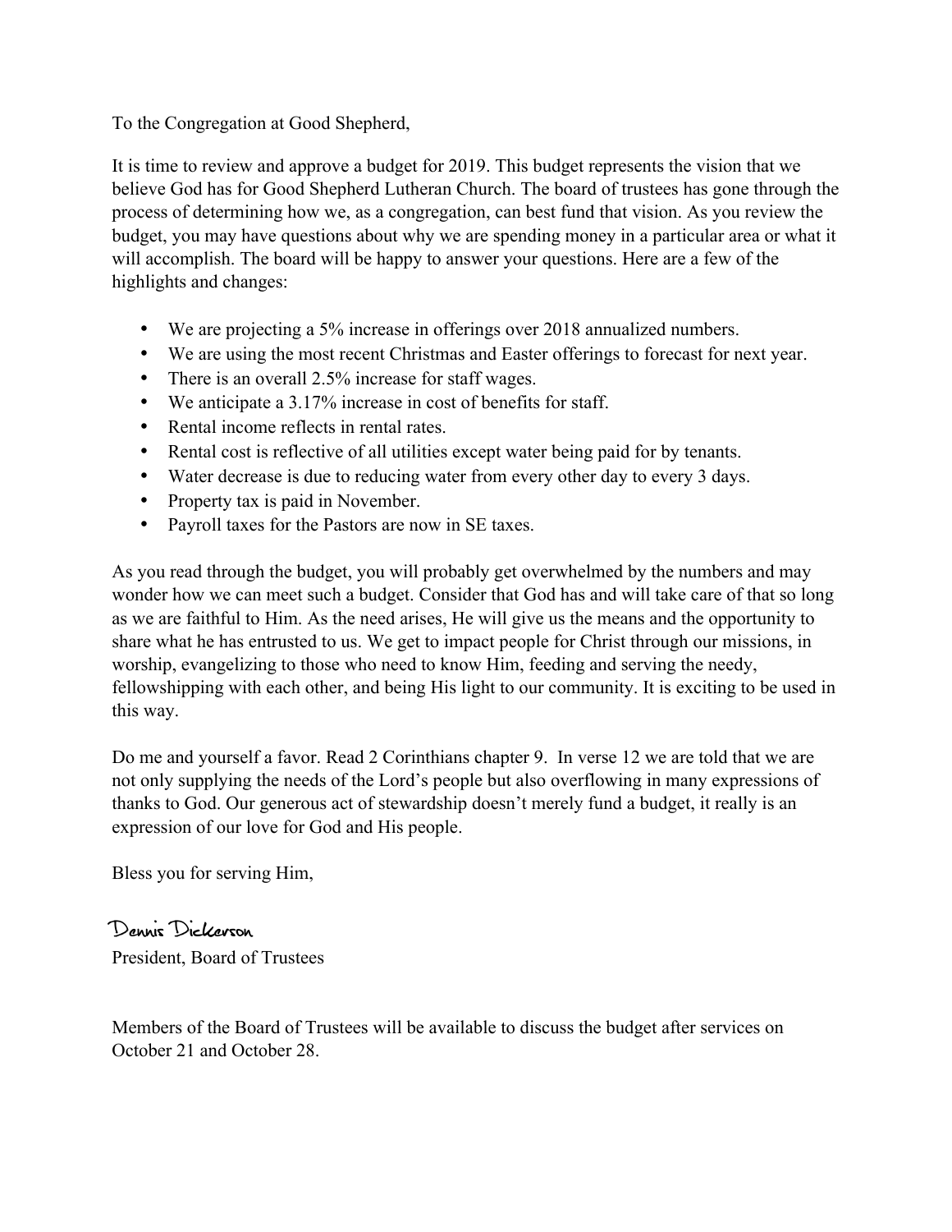To the Congregation at Good Shepherd,

It is time to review and approve a budget for 2019. This budget represents the vision that we believe God has for Good Shepherd Lutheran Church. The board of trustees has gone through the process of determining how we, as a congregation, can best fund that vision. As you review the budget, you may have questions about why we are spending money in a particular area or what it will accomplish. The board will be happy to answer your questions. Here are a few of the highlights and changes:

- We are projecting a 5% increase in offerings over 2018 annualized numbers.
- We are using the most recent Christmas and Easter offerings to forecast for next year.
- There is an overall 2.5% increase for staff wages.
- We anticipate a 3.17% increase in cost of benefits for staff.
- Rental income reflects in rental rates.
- Rental cost is reflective of all utilities except water being paid for by tenants.
- Water decrease is due to reducing water from every other day to every 3 days.
- Property tax is paid in November.
- Payroll taxes for the Pastors are now in SE taxes.

As you read through the budget, you will probably get overwhelmed by the numbers and may wonder how we can meet such a budget. Consider that God has and will take care of that so long as we are faithful to Him. As the need arises, He will give us the means and the opportunity to share what he has entrusted to us. We get to impact people for Christ through our missions, in worship, evangelizing to those who need to know Him, feeding and serving the needy, fellowshipping with each other, and being His light to our community. It is exciting to be used in this way.

Do me and yourself a favor. Read 2 Corinthians chapter 9. In verse 12 we are told that we are not only supplying the needs of the Lord's people but also overflowing in many expressions of thanks to God. Our generous act of stewardship doesn't merely fund a budget, it really is an expression of our love for God and His people.

Bless you for serving Him,

Dennis Dickerson

President, Board of Trustees

Members of the Board of Trustees will be available to discuss the budget after services on October 21 and October 28.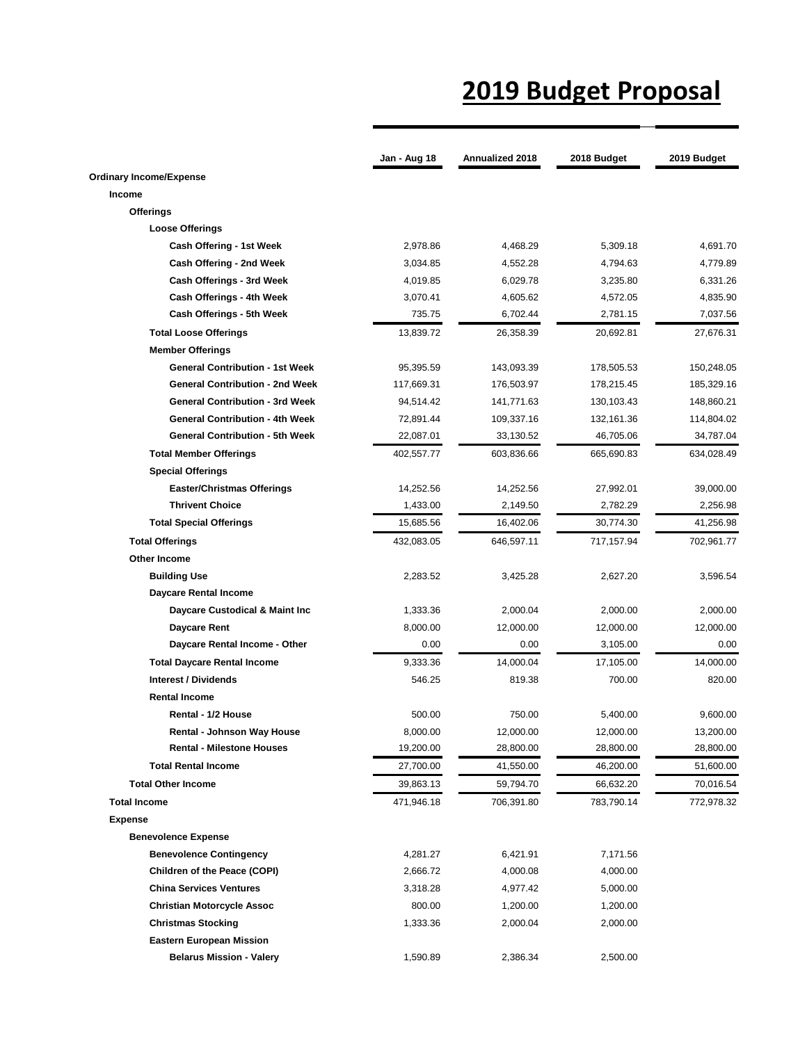# 2019 Budget Proposal

| | Jan - Aug 18 | Annualized 2018 | 2018 Budget | 2019 Budget |
|---|---|---|---|---|
| **Ordinary Income/Expense** | | | | |
| **Income** | | | | |
| **Offerings** | | | | |
| **Loose Offerings** | | | | |
| **Cash Offering - 1st Week** | 2,978.86 | 4,468.29 | 5,309.18 | 4,691.70 |
| **Cash Offering - 2nd Week** | 3,034.85 | 4,552.28 | 4,794.63 | 4,779.89 |
| **Cash Offerings - 3rd Week** | 4,019.85 | 6,029.78 | 3,235.80 | 6,331.26 |
| **Cash Offerings - 4th Week** | 3,070.41 | 4,605.62 | 4,572.05 | 4,835.90 |
| **Cash Offerings - 5th Week** | 735.75 | 6,702.44 | 2,781.15 | 7,037.56 |
| **Total Loose Offerings** | 13,839.72 | 26,358.39 | 20,692.81 | 27,676.31 |
| **Member Offerings** | | | | |
| **General Contribution - 1st Week** | 95,395.59 | 143,093.39 | 178,505.53 | 150,248.05 |
| **General Contribution - 2nd Week** | 117,669.31 | 176,503.97 | 178,215.45 | 185,329.16 |
| **General Contribution - 3rd Week** | 94,514.42 | 141,771.63 | 130,103.43 | 148,860.21 |
| **General Contribution - 4th Week** | 72,891.44 | 109,337.16 | 132,161.36 | 114,804.02 |
| **General Contribution - 5th Week** | 22,087.01 | 33,130.52 | 46,705.06 | 34,787.04 |
| **Total Member Offerings** | 402,557.77 | 603,836.66 | 665,690.83 | 634,028.49 |
| **Special Offerings** | | | | |
| **Easter/Christmas Offerings** | 14,252.56 | 14,252.56 | 27,992.01 | 39,000.00 |
| **Thrivent Choice** | 1,433.00 | 2,149.50 | 2,782.29 | 2,256.98 |
| **Total Special Offerings** | 15,685.56 | 16,402.06 | 30,774.30 | 41,256.98 |
| **Total Offerings** | 432,083.05 | 646,597.11 | 717,157.94 | 702,961.77 |
| **Other Income** | | | | |
| **Building Use** | 2,283.52 | 3,425.28 | 2,627.20 | 3,596.54 |
| **Daycare Rental Income** | | | | |
| **Daycare Custodical & Maint Inc** | 1,333.36 | 2,000.04 | 2,000.00 | 2,000.00 |
| **Daycare Rent** | 8,000.00 | 12,000.00 | 12,000.00 | 12,000.00 |
| **Daycare Rental Income - Other** | 0.00 | 0.00 | 3,105.00 | 0.00 |
| **Total Daycare Rental Income** | 9,333.36 | 14,000.04 | 17,105.00 | 14,000.00 |
| **Interest / Dividends** | 546.25 | 819.38 | 700.00 | 820.00 |
| **Rental Income** | | | | |
| **Rental - 1/2 House** | 500.00 | 750.00 | 5,400.00 | 9,600.00 |
| **Rental - Johnson Way House** | 8,000.00 | 12,000.00 | 12,000.00 | 13,200.00 |
| **Rental - Milestone Houses** | 19,200.00 | 28,800.00 | 28,800.00 | 28,800.00 |
| **Total Rental Income** | 27,700.00 | 41,550.00 | 46,200.00 | 51,600.00 |
| **Total Other Income** | 39,863.13 | 59,794.70 | 66,632.20 | 70,016.54 |
| **Total Income** | 471,946.18 | 706,391.80 | 783,790.14 | 772,978.32 |
| **Expense** | | | | |
| **Benevolence Expense** | | | | |
| **Benevolence Contingency** | 4,281.27 | 6,421.91 | 7,171.56 | |
| **Children of the Peace (COPI)** | 2,666.72 | 4,000.08 | 4,000.00 | |
| **China Services Ventures** | 3,318.28 | 4,977.42 | 5,000.00 | |
| **Christian Motorcycle Assoc** | 800.00 | 1,200.00 | 1,200.00 | |
| **Christmas Stocking** | 1,333.36 | 2,000.04 | 2,000.00 | |
| **Eastern European Mission** | | | | |
| **Belarus Mission - Valery** | 1,590.89 | 2,386.34 | 2,500.00 | |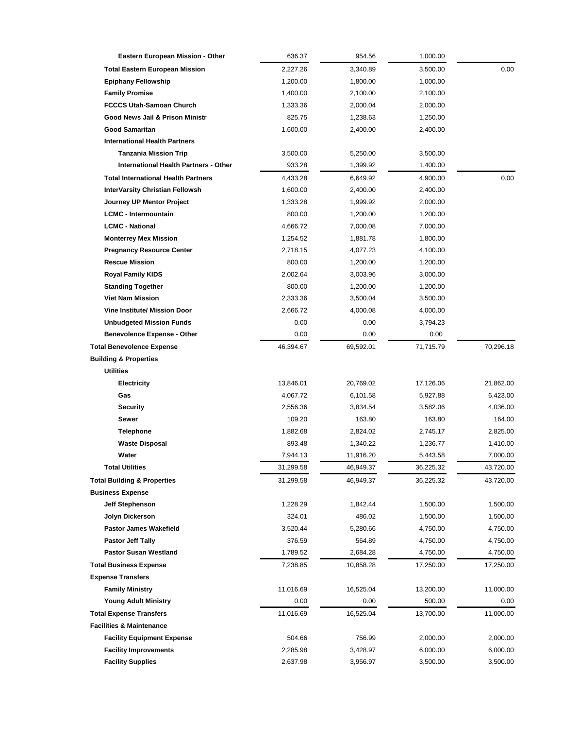| | | | | |
|---|---|---|---|---|
| Eastern European Mission - Other | 636.37 | 954.56 | 1,000.00 | |
| Total Eastern European Mission | 2,227.26 | 3,340.89 | 3,500.00 | 0.00 |
| Epiphany Fellowship | 1,200.00 | 1,800.00 | 1,000.00 | |
| Family Promise | 1,400.00 | 2,100.00 | 2,100.00 | |
| FCCCS Utah-Samoan Church | 1,333.36 | 2,000.04 | 2,000.00 | |
| Good News Jail & Prison Ministr | 825.75 | 1,238.63 | 1,250.00 | |
| Good Samaritan | 1,600.00 | 2,400.00 | 2,400.00 | |
| International Health Partners | | | | |
| Tanzania Mission Trip | 3,500.00 | 5,250.00 | 3,500.00 | |
| International Health Partners - Other | 933.28 | 1,399.92 | 1,400.00 | |
| Total International Health Partners | 4,433.28 | 6,649.92 | 4,900.00 | 0.00 |
| InterVarsity Christian Fellowsh | 1,600.00 | 2,400.00 | 2,400.00 | |
| Journey UP Mentor Project | 1,333.28 | 1,999.92 | 2,000.00 | |
| LCMC - Intermountain | 800.00 | 1,200.00 | 1,200.00 | |
| LCMC - National | 4,666.72 | 7,000.08 | 7,000.00 | |
| Monterrey Mex Mission | 1,254.52 | 1,881.78 | 1,800.00 | |
| Pregnancy Resource Center | 2,718.15 | 4,077.23 | 4,100.00 | |
| Rescue Mission | 800.00 | 1,200.00 | 1,200.00 | |
| Royal Family KIDS | 2,002.64 | 3,003.96 | 3,000.00 | |
| Standing Together | 800.00 | 1,200.00 | 1,200.00 | |
| Viet Nam Mission | 2,333.36 | 3,500.04 | 3,500.00 | |
| Vine Institute/ Mission Door | 2,666.72 | 4,000.08 | 4,000.00 | |
| Unbudgeted Mission Funds | 0.00 | 0.00 | 3,794.23 | |
| Benevolence Expense - Other | 0.00 | 0.00 | 0.00 | |
| Total Benevolence Expense | 46,394.67 | 69,592.01 | 71,715.79 | 70,296.18 |
| Building & Properties | | | | |
| Utilities | | | | |
| Electricity | 13,846.01 | 20,769.02 | 17,126.06 | 21,862.00 |
| Gas | 4,067.72 | 6,101.58 | 5,927.88 | 6,423.00 |
| Security | 2,556.36 | 3,834.54 | 3,582.06 | 4,036.00 |
| Sewer | 109.20 | 163.80 | 163.80 | 164.00 |
| Telephone | 1,882.68 | 2,824.02 | 2,745.17 | 2,825.00 |
| Waste Disposal | 893.48 | 1,340.22 | 1,236.77 | 1,410.00 |
| Water | 7,944.13 | 11,916.20 | 5,443.58 | 7,000.00 |
| Total Utilities | 31,299.58 | 46,949.37 | 36,225.32 | 43,720.00 |
| Total Building & Properties | 31,299.58 | 46,949.37 | 36,225.32 | 43,720.00 |
| Business Expense | | | | |
| Jeff Stephenson | 1,228.29 | 1,842.44 | 1,500.00 | 1,500.00 |
| Jolyn Dickerson | 324.01 | 486.02 | 1,500.00 | 1,500.00 |
| Pastor James Wakefield | 3,520.44 | 5,280.66 | 4,750.00 | 4,750.00 |
| Pastor Jeff Tally | 376.59 | 564.89 | 4,750.00 | 4,750.00 |
| Pastor Susan Westland | 1,789.52 | 2,684.28 | 4,750.00 | 4,750.00 |
| Total Business Expense | 7,238.85 | 10,858.28 | 17,250.00 | 17,250.00 |
| Expense Transfers | | | | |
| Family Ministry | 11,016.69 | 16,525.04 | 13,200.00 | 11,000.00 |
| Young Adult Ministry | 0.00 | 0.00 | 500.00 | 0.00 |
| Total Expense Transfers | 11,016.69 | 16,525.04 | 13,700.00 | 11,000.00 |
| Facilities & Maintenance | | | | |
| Facility Equipment Expense | 504.66 | 756.99 | 2,000.00 | 2,000.00 |
| Facility Improvements | 2,285.98 | 3,428.97 | 6,000.00 | 6,000.00 |
| Facility Supplies | 2,637.98 | 3,956.97 | 3,500.00 | 3,500.00 |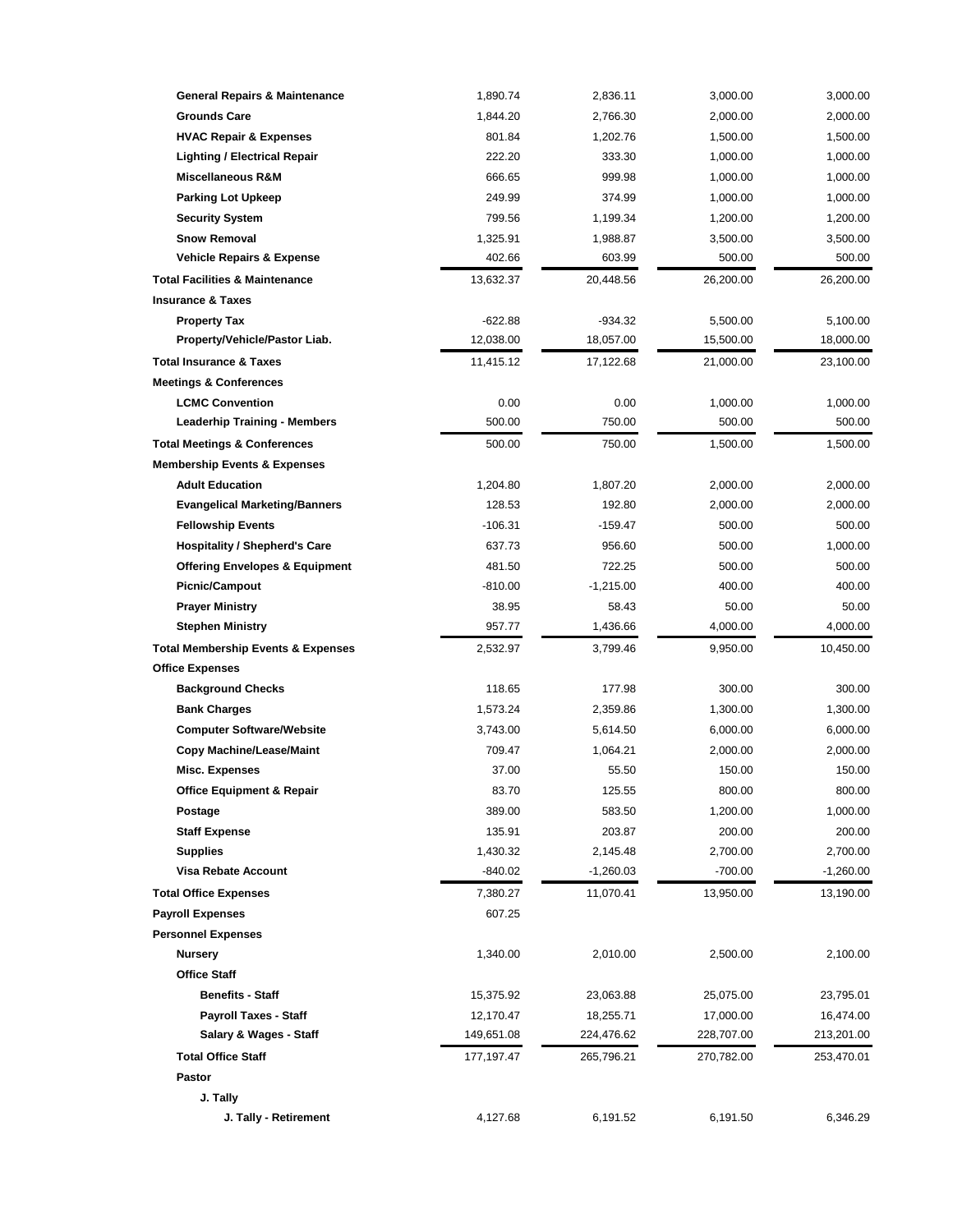| | | | | |
|---|---|---|---|---|
| **General Repairs & Maintenance** | 1,890.74 | 2,836.11 | 3,000.00 | 3,000.00 |
| **Grounds Care** | 1,844.20 | 2,766.30 | 2,000.00 | 2,000.00 |
| **HVAC Repair & Expenses** | 801.84 | 1,202.76 | 1,500.00 | 1,500.00 |
| **Lighting / Electrical Repair** | 222.20 | 333.30 | 1,000.00 | 1,000.00 |
| **Miscellaneous R&M** | 666.65 | 999.98 | 1,000.00 | 1,000.00 |
| **Parking Lot Upkeep** | 249.99 | 374.99 | 1,000.00 | 1,000.00 |
| **Security System** | 799.56 | 1,199.34 | 1,200.00 | 1,200.00 |
| **Snow Removal** | 1,325.91 | 1,988.87 | 3,500.00 | 3,500.00 |
| **Vehicle Repairs & Expense** | 402.66 | 603.99 | 500.00 | 500.00 |
| **Total Facilities & Maintenance** | 13,632.37 | 20,448.56 | 26,200.00 | 26,200.00 |
| **Insurance & Taxes** | | | | |
| **Property Tax** | -622.88 | -934.32 | 5,500.00 | 5,100.00 |
| **Property/Vehicle/Pastor Liab.** | 12,038.00 | 18,057.00 | 15,500.00 | 18,000.00 |
| **Total Insurance & Taxes** | 11,415.12 | 17,122.68 | 21,000.00 | 23,100.00 |
| **Meetings & Conferences** | | | | |
| **LCMC Convention** | 0.00 | 0.00 | 1,000.00 | 1,000.00 |
| **Leaderhip Training - Members** | 500.00 | 750.00 | 500.00 | 500.00 |
| **Total Meetings & Conferences** | 500.00 | 750.00 | 1,500.00 | 1,500.00 |
| **Membership Events & Expenses** | | | | |
| **Adult Education** | 1,204.80 | 1,807.20 | 2,000.00 | 2,000.00 |
| **Evangelical Marketing/Banners** | 128.53 | 192.80 | 2,000.00 | 2,000.00 |
| **Fellowship Events** | -106.31 | -159.47 | 500.00 | 500.00 |
| **Hospitality / Shepherd's Care** | 637.73 | 956.60 | 500.00 | 1,000.00 |
| **Offering Envelopes & Equipment** | 481.50 | 722.25 | 500.00 | 500.00 |
| **Picnic/Campout** | -810.00 | -1,215.00 | 400.00 | 400.00 |
| **Prayer Ministry** | 38.95 | 58.43 | 50.00 | 50.00 |
| **Stephen Ministry** | 957.77 | 1,436.66 | 4,000.00 | 4,000.00 |
| **Total Membership Events & Expenses** | 2,532.97 | 3,799.46 | 9,950.00 | 10,450.00 |
| **Office Expenses** | | | | |
| **Background Checks** | 118.65 | 177.98 | 300.00 | 300.00 |
| **Bank Charges** | 1,573.24 | 2,359.86 | 1,300.00 | 1,300.00 |
| **Computer Software/Website** | 3,743.00 | 5,614.50 | 6,000.00 | 6,000.00 |
| **Copy Machine/Lease/Maint** | 709.47 | 1,064.21 | 2,000.00 | 2,000.00 |
| **Misc. Expenses** | 37.00 | 55.50 | 150.00 | 150.00 |
| **Office Equipment & Repair** | 83.70 | 125.55 | 800.00 | 800.00 |
| **Postage** | 389.00 | 583.50 | 1,200.00 | 1,000.00 |
| **Staff Expense** | 135.91 | 203.87 | 200.00 | 200.00 |
| **Supplies** | 1,430.32 | 2,145.48 | 2,700.00 | 2,700.00 |
| **Visa Rebate Account** | -840.02 | -1,260.03 | -700.00 | -1,260.00 |
| **Total Office Expenses** | 7,380.27 | 11,070.41 | 13,950.00 | 13,190.00 |
| **Payroll Expenses** | 607.25 | | | |
| **Personnel Expenses** | | | | |
| **Nursery** | 1,340.00 | 2,010.00 | 2,500.00 | 2,100.00 |
| **Office Staff** | | | | |
| **Benefits - Staff** | 15,375.92 | 23,063.88 | 25,075.00 | 23,795.01 |
| **Payroll Taxes - Staff** | 12,170.47 | 18,255.71 | 17,000.00 | 16,474.00 |
| **Salary & Wages - Staff** | 149,651.08 | 224,476.62 | 228,707.00 | 213,201.00 |
| **Total Office Staff** | 177,197.47 | 265,796.21 | 270,782.00 | 253,470.01 |
| **Pastor** | | | | |
| **J. Tally** | | | | |
| **J. Tally - Retirement** | 4,127.68 | 6,191.52 | 6,191.50 | 6,346.29 |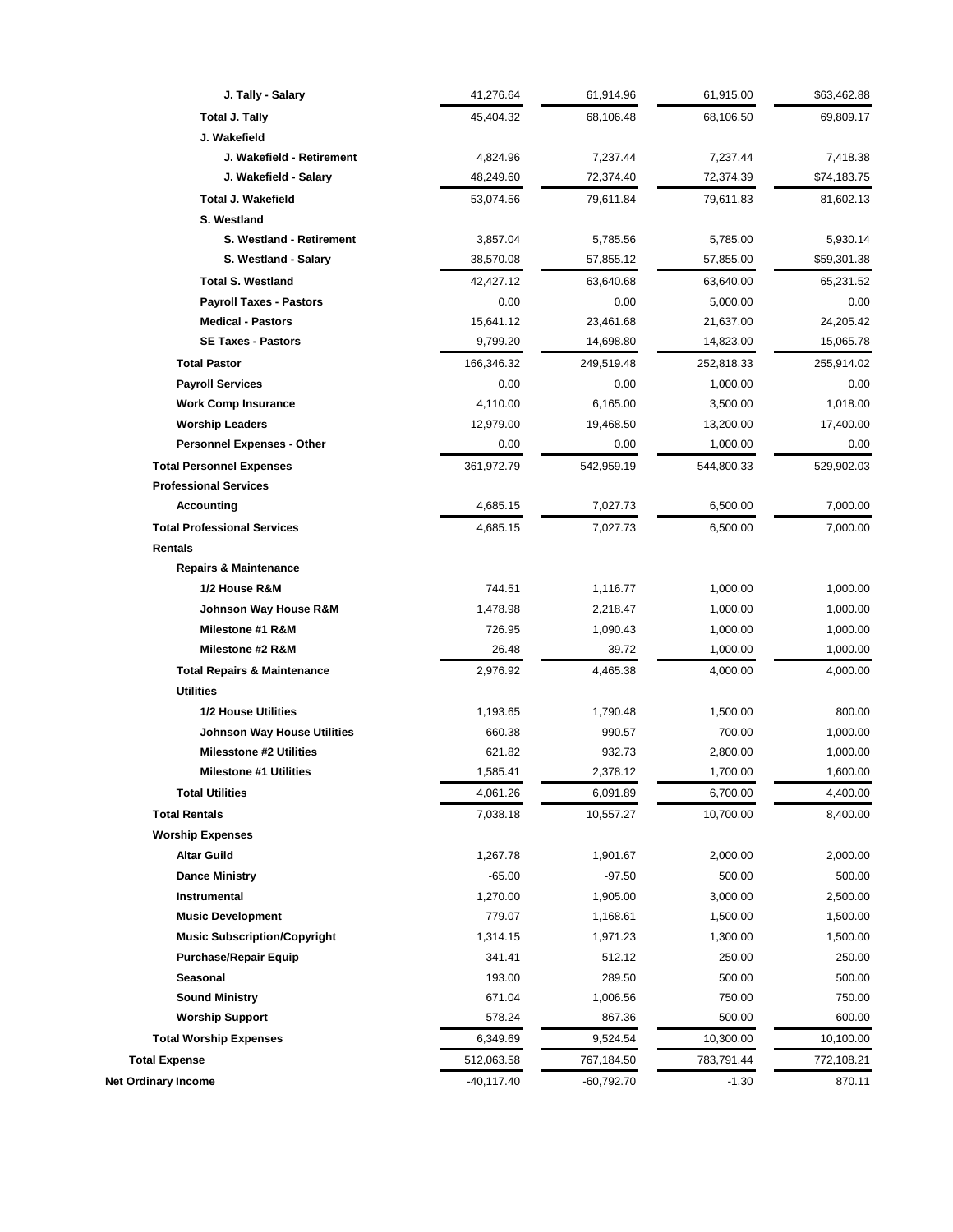| | | | | |
|---|---|---|---|---|
| J. Tally - Salary | 41,276.64 | 61,914.96 | 61,915.00 | $63,462.88 |
| Total J. Tally | 45,404.32 | 68,106.48 | 68,106.50 | 69,809.17 |
| J. Wakefield | | | | |
| J. Wakefield - Retirement | 4,824.96 | 7,237.44 | 7,237.44 | 7,418.38 |
| J. Wakefield - Salary | 48,249.60 | 72,374.40 | 72,374.39 | $74,183.75 |
| Total J. Wakefield | 53,074.56 | 79,611.84 | 79,611.83 | 81,602.13 |
| S. Westland | | | | |
| S. Westland - Retirement | 3,857.04 | 5,785.56 | 5,785.00 | 5,930.14 |
| S. Westland - Salary | 38,570.08 | 57,855.12 | 57,855.00 | $59,301.38 |
| Total S. Westland | 42,427.12 | 63,640.68 | 63,640.00 | 65,231.52 |
| Payroll Taxes - Pastors | 0.00 | 0.00 | 5,000.00 | 0.00 |
| Medical - Pastors | 15,641.12 | 23,461.68 | 21,637.00 | 24,205.42 |
| SE Taxes - Pastors | 9,799.20 | 14,698.80 | 14,823.00 | 15,065.78 |
| Total Pastor | 166,346.32 | 249,519.48 | 252,818.33 | 255,914.02 |
| Payroll Services | 0.00 | 0.00 | 1,000.00 | 0.00 |
| Work Comp Insurance | 4,110.00 | 6,165.00 | 3,500.00 | 1,018.00 |
| Worship Leaders | 12,979.00 | 19,468.50 | 13,200.00 | 17,400.00 |
| Personnel Expenses - Other | 0.00 | 0.00 | 1,000.00 | 0.00 |
| Total Personnel Expenses | 361,972.79 | 542,959.19 | 544,800.33 | 529,902.03 |
| Professional Services | | | | |
| Accounting | 4,685.15 | 7,027.73 | 6,500.00 | 7,000.00 |
| Total Professional Services | 4,685.15 | 7,027.73 | 6,500.00 | 7,000.00 |
| Rentals | | | | |
| Repairs & Maintenance | | | | |
| 1/2 House R&M | 744.51 | 1,116.77 | 1,000.00 | 1,000.00 |
| Johnson Way House R&M | 1,478.98 | 2,218.47 | 1,000.00 | 1,000.00 |
| Milestone #1 R&M | 726.95 | 1,090.43 | 1,000.00 | 1,000.00 |
| Milestone #2 R&M | 26.48 | 39.72 | 1,000.00 | 1,000.00 |
| Total Repairs & Maintenance | 2,976.92 | 4,465.38 | 4,000.00 | 4,000.00 |
| Utilities | | | | |
| 1/2 House Utilities | 1,193.65 | 1,790.48 | 1,500.00 | 800.00 |
| Johnson Way House Utilities | 660.38 | 990.57 | 700.00 | 1,000.00 |
| Milesstone #2 Utilities | 621.82 | 932.73 | 2,800.00 | 1,000.00 |
| Milestone #1 Utilities | 1,585.41 | 2,378.12 | 1,700.00 | 1,600.00 |
| Total Utilities | 4,061.26 | 6,091.89 | 6,700.00 | 4,400.00 |
| Total Rentals | 7,038.18 | 10,557.27 | 10,700.00 | 8,400.00 |
| Worship Expenses | | | | |
| Altar Guild | 1,267.78 | 1,901.67 | 2,000.00 | 2,000.00 |
| Dance Ministry | -65.00 | -97.50 | 500.00 | 500.00 |
| Instrumental | 1,270.00 | 1,905.00 | 3,000.00 | 2,500.00 |
| Music Development | 779.07 | 1,168.61 | 1,500.00 | 1,500.00 |
| Music Subscription/Copyright | 1,314.15 | 1,971.23 | 1,300.00 | 1,500.00 |
| Purchase/Repair Equip | 341.41 | 512.12 | 250.00 | 250.00 |
| Seasonal | 193.00 | 289.50 | 500.00 | 500.00 |
| Sound Ministry | 671.04 | 1,006.56 | 750.00 | 750.00 |
| Worship Support | 578.24 | 867.36 | 500.00 | 600.00 |
| Total Worship Expenses | 6,349.69 | 9,524.54 | 10,300.00 | 10,100.00 |
| Total Expense | 512,063.58 | 767,184.50 | 783,791.44 | 772,108.21 |
| Net Ordinary Income | -40,117.40 | -60,792.70 | -1.30 | 870.11 |